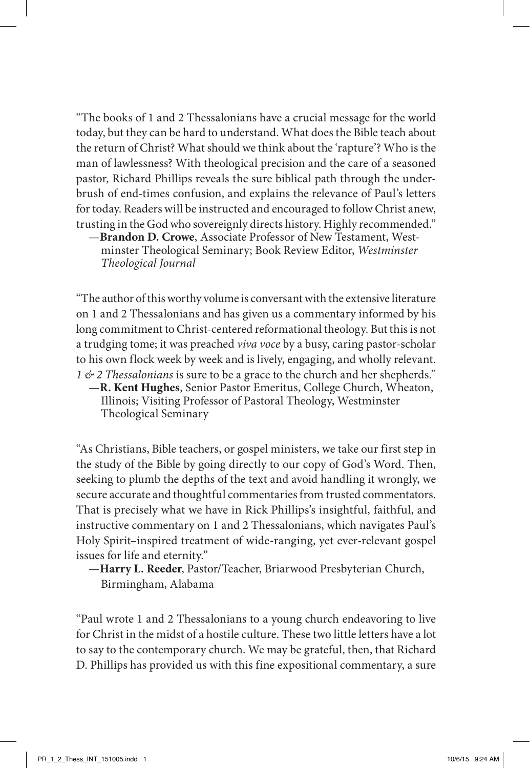"The books of 1 and 2 Thessalonians have a crucial message for the world today, but they can be hard to understand. What does the Bible teach about the return of Christ? What should we think about the 'rapture'? Who is the man of lawlessness? With theological precision and the care of a seasoned pastor, Richard Phillips reveals the sure biblical path through the underbrush of end-times confusion, and explains the relevance of Paul's letters for today. Readers will be instructed and encouraged to follow Christ anew, trusting in the God who sovereignly directs history. Highly recommended."

—**Brandon D. Crowe**, Associate Professor of New Testament, Westminster Theological Seminary; Book Review Editor, *Westminster Theological Journal*

"The author of this worthy volume is conversant with the extensive literature on 1 and 2 Thessalonians and has given us a commentary informed by his long commitment to Christ-centered reformational theology. But this is not a trudging tome; it was preached *viva voce* by a busy, caring pastor-scholar to his own flock week by week and is lively, engaging, and wholly relevant. *1 & 2 Thessalonians* is sure to be a grace to the church and her shepherds."

—**R. Kent Hughes**, Senior Pastor Emeritus, College Church, Wheaton, Illinois; Visiting Professor of Pastoral Theology, Westminster Theological Seminary

"As Christians, Bible teachers, or gospel ministers, we take our first step in the study of the Bible by going directly to our copy of God's Word. Then, seeking to plumb the depths of the text and avoid handling it wrongly, we secure accurate and thoughtful commentaries from trusted commentators. That is precisely what we have in Rick Phillips's insightful, faithful, and instructive commentary on 1 and 2 Thessalonians, which navigates Paul's Holy Spirit–inspired treatment of wide-ranging, yet ever-relevant gospel issues for life and eternity."

—**Harry L. Reeder**, Pastor/Teacher, Briarwood Presbyterian Church, Birmingham, Alabama

"Paul wrote 1 and 2 Thessalonians to a young church endeavoring to live for Christ in the midst of a hostile culture. These two little letters have a lot to say to the contemporary church. We may be grateful, then, that Richard D. Phillips has provided us with this fine expositional commentary, a sure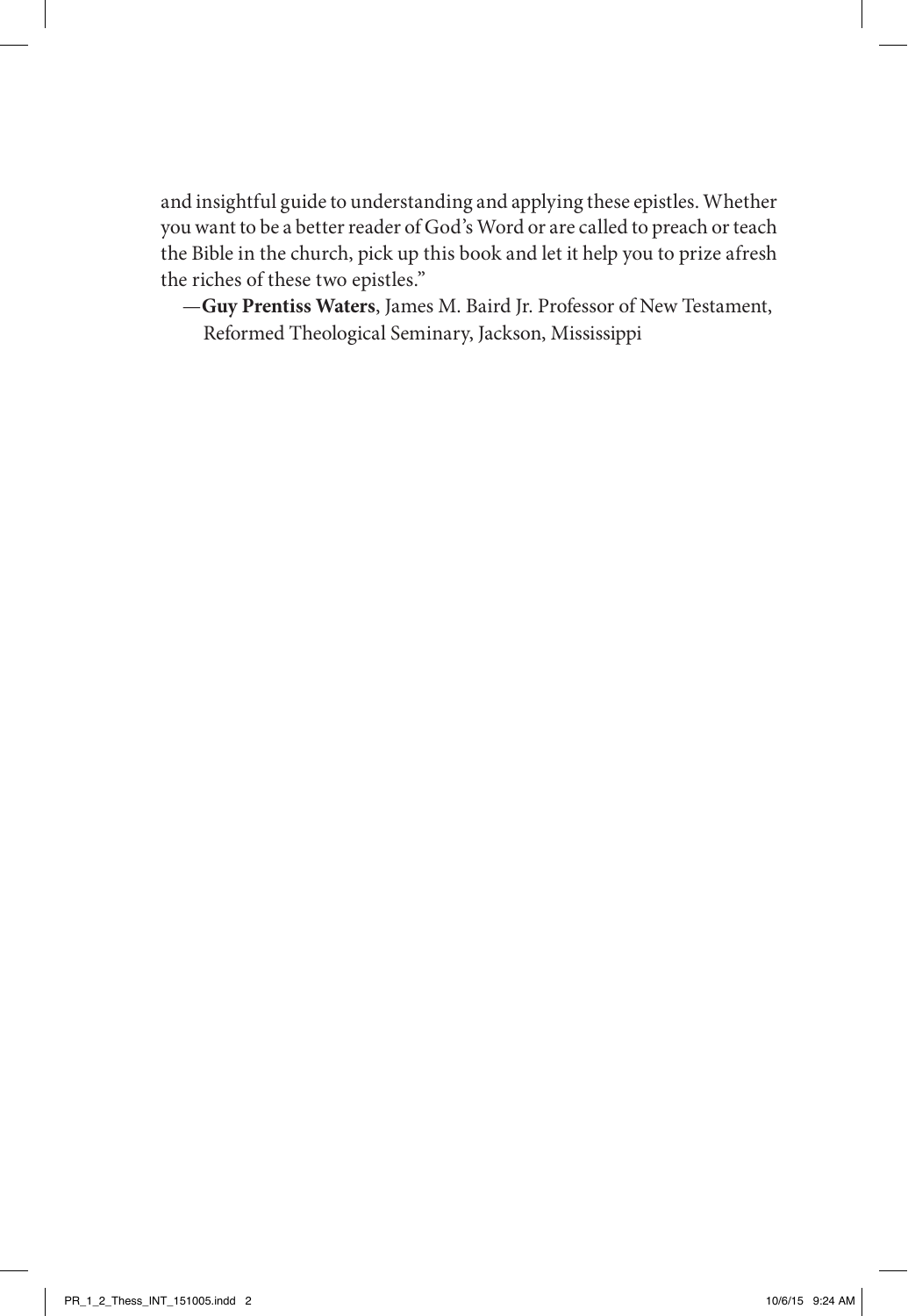and insightful guide to understanding and applying these epistles. Whether you want to be a better reader of God's Word or are called to preach or teach the Bible in the church, pick up this book and let it help you to prize afresh the riches of these two epistles."

—**Guy Prentiss Waters**, James M. Baird Jr. Professor of New Testament, Reformed Theological Seminary, Jackson, Mississippi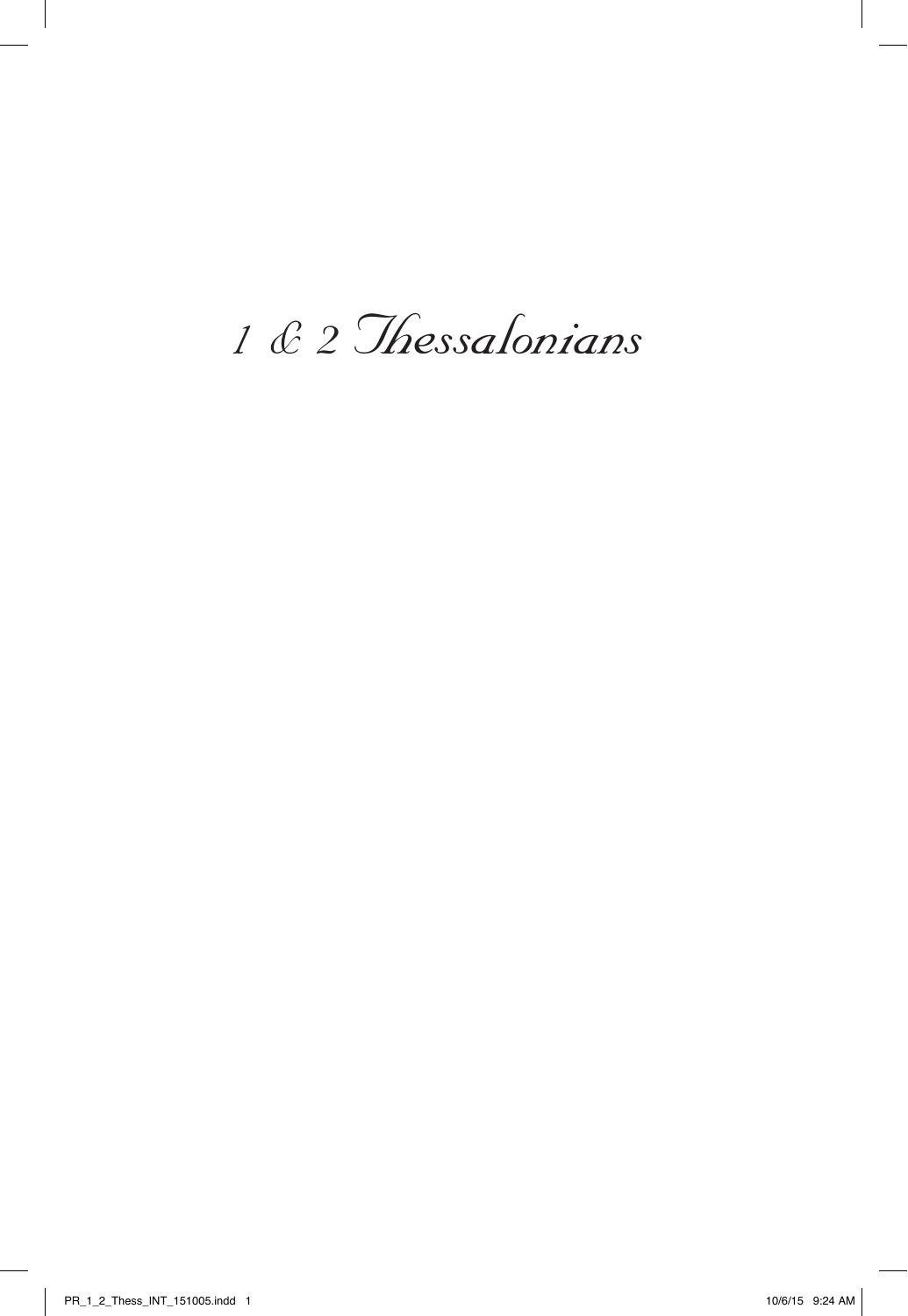# *1 & 2 Thessalonians*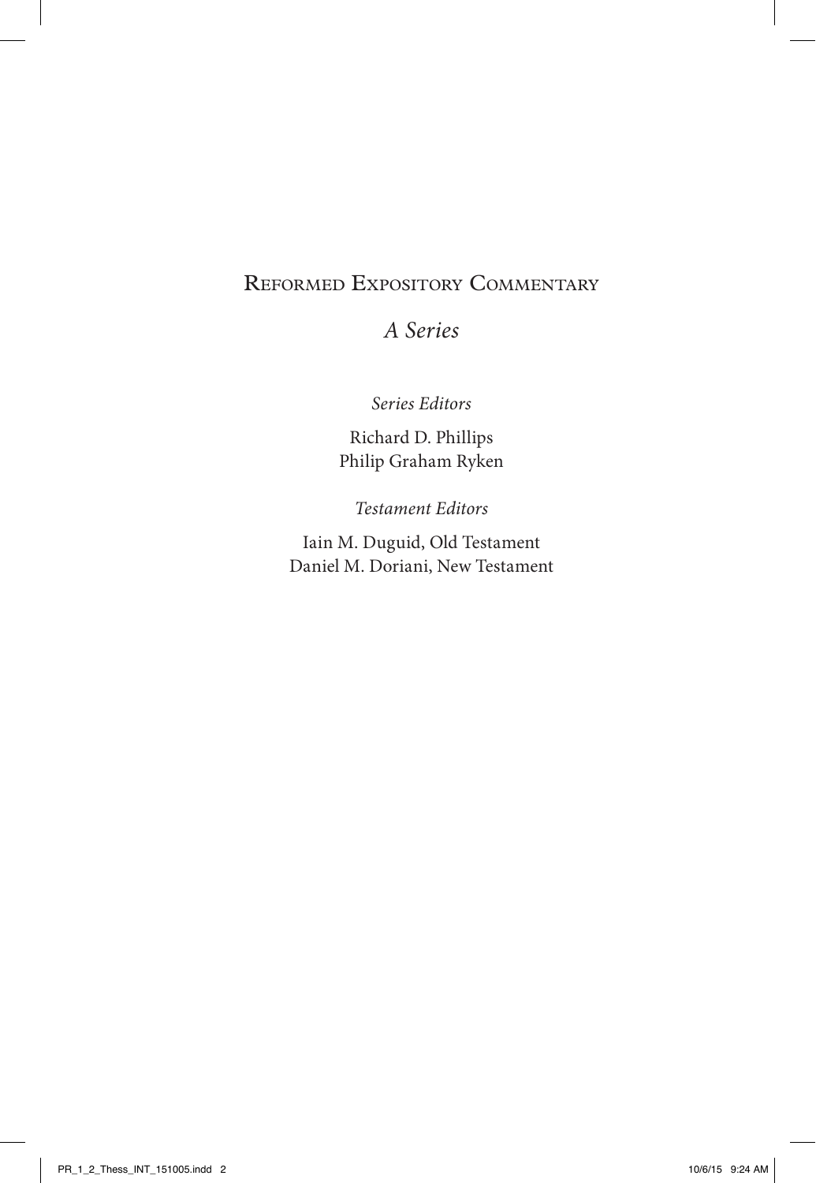# Reformed Expository Commentary

*A Series*

*Series Editors*

Richard D. Phillips
Philip Graham Ryken

*Testament Editors*

Iain M. Duguid, Old Testament
Daniel M. Doriani, New Testament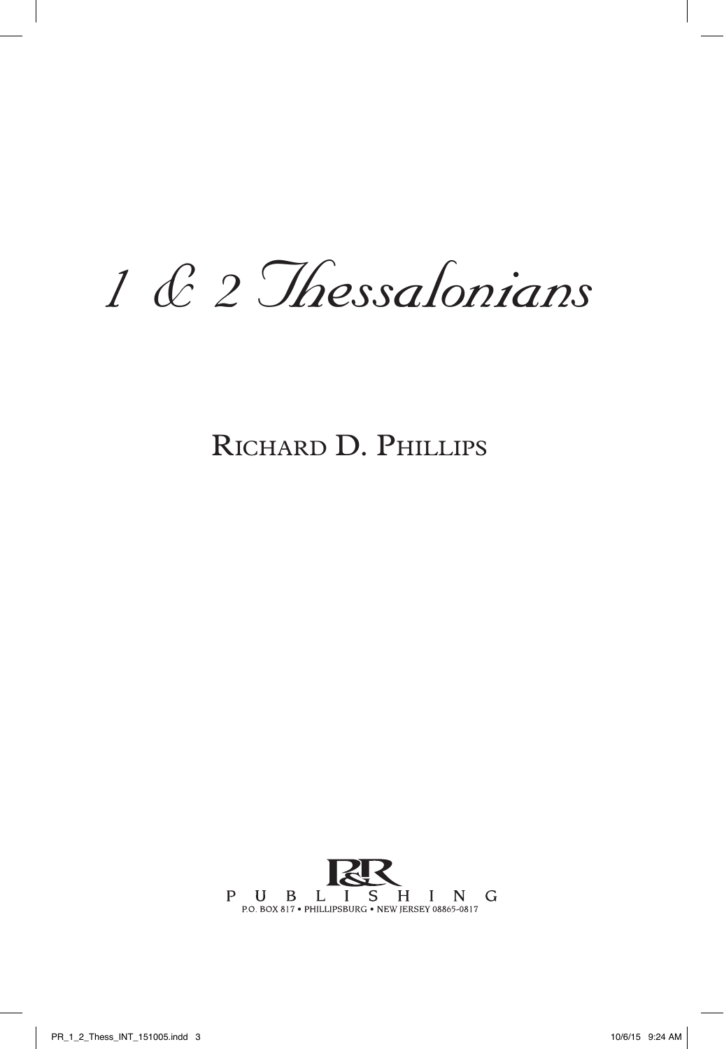# *1 & 2 Thessalonians*

Richard D. Phillips

P&R PUBLISHING

P.O. BOX 817 • PHILLIPSBURG • NEW JERSEY 08865-0817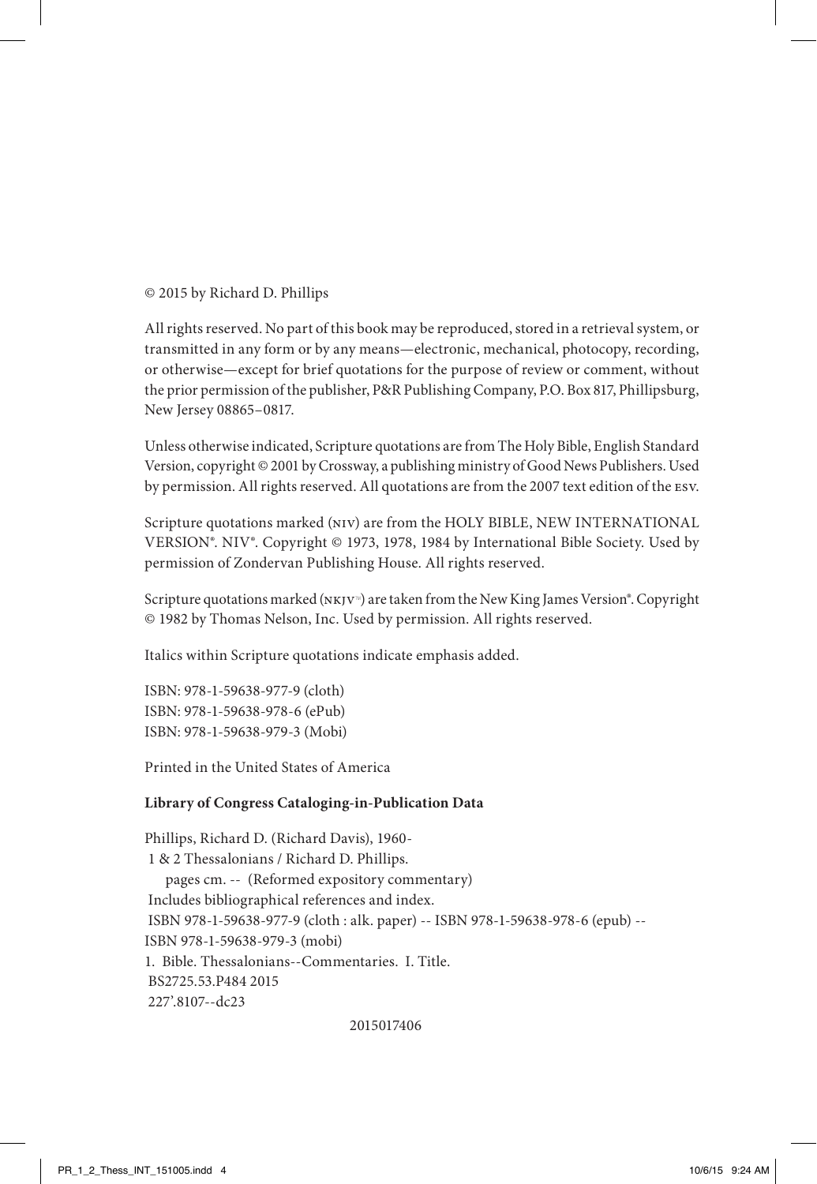© 2015 by Richard D. Phillips

All rights reserved. No part of this book may be reproduced, stored in a retrieval system, or transmitted in any form or by any means—electronic, mechanical, photocopy, recording, or otherwise—except for brief quotations for the purpose of review or comment, without the prior permission of the publisher, P&R Publishing Company, P.O. Box 817, Phillipsburg, New Jersey 08865–0817.

Unless otherwise indicated, Scripture quotations are from The Holy Bible, English Standard Version, copyright © 2001 by Crossway, a publishing ministry of Good News Publishers. Used by permission. All rights reserved. All quotations are from the 2007 text edition of the ESV.

Scripture quotations marked (NIV) are from the HOLY BIBLE, NEW INTERNATIONAL VERSION®. NIV®. Copyright © 1973, 1978, 1984 by International Bible Society. Used by permission of Zondervan Publishing House. All rights reserved.

Scripture quotations marked (NKJV™) are taken from the New King James Version®. Copyright © 1982 by Thomas Nelson, Inc. Used by permission. All rights reserved.

Italics within Scripture quotations indicate emphasis added.

ISBN: 978-1-59638-977-9 (cloth)
ISBN: 978-1-59638-978-6 (ePub)
ISBN: 978-1-59638-979-3 (Mobi)

Printed in the United States of America

**Library of Congress Cataloging-in-Publication Data**

Phillips, Richard D. (Richard Davis), 1960-
1 & 2 Thessalonians / Richard D. Phillips.
pages cm. -- (Reformed expository commentary)
Includes bibliographical references and index.
ISBN 978-1-59638-977-9 (cloth : alk. paper) -- ISBN 978-1-59638-978-6 (epub) --
ISBN 978-1-59638-979-3 (mobi)
1. Bible. Thessalonians--Commentaries. I. Title.
BS2725.53.P484 2015
227'.8107--dc23

2015017406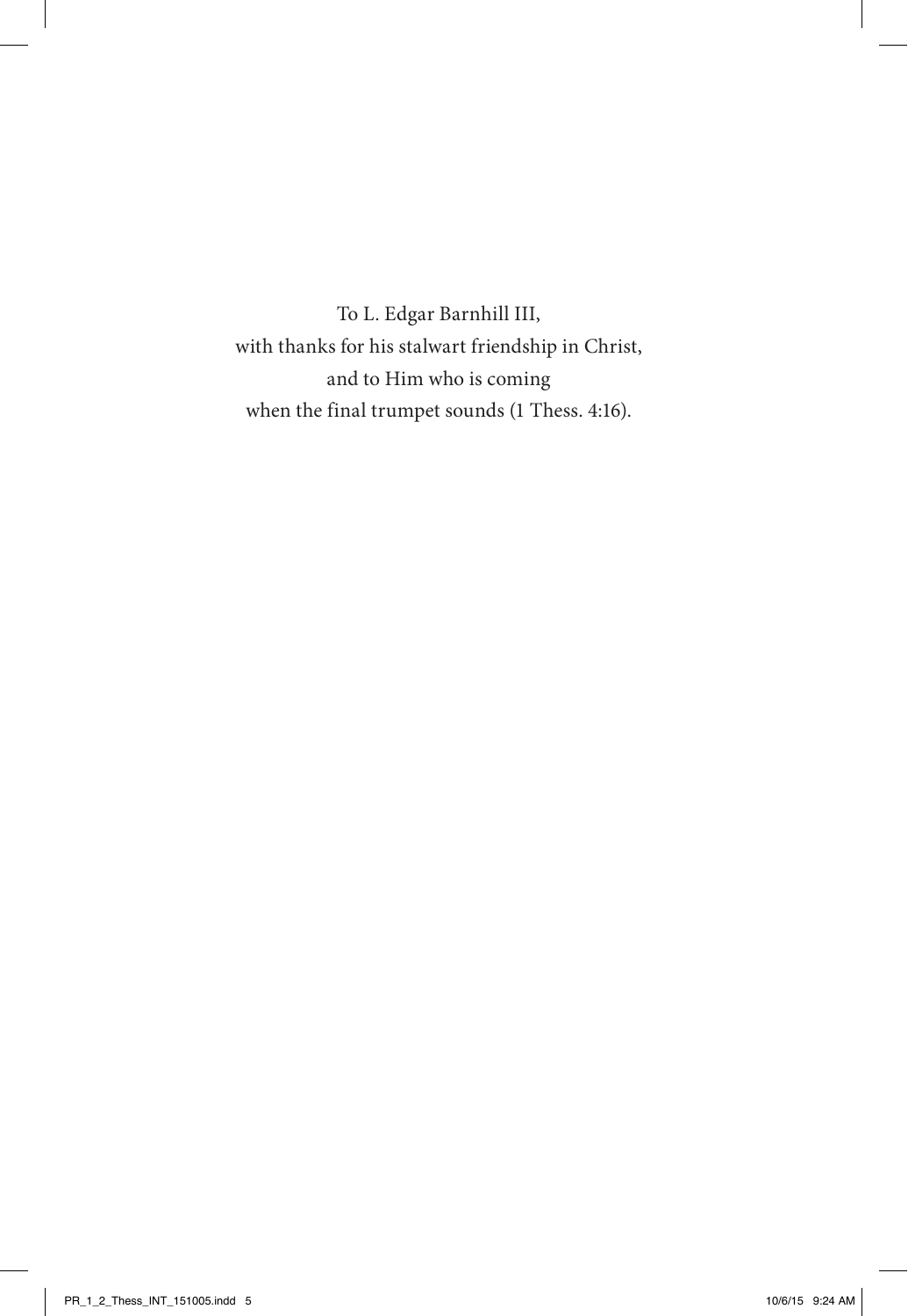To L. Edgar Barnhill III,
with thanks for his stalwart friendship in Christ,
and to Him who is coming
when the final trumpet sounds (1 Thess. 4:16).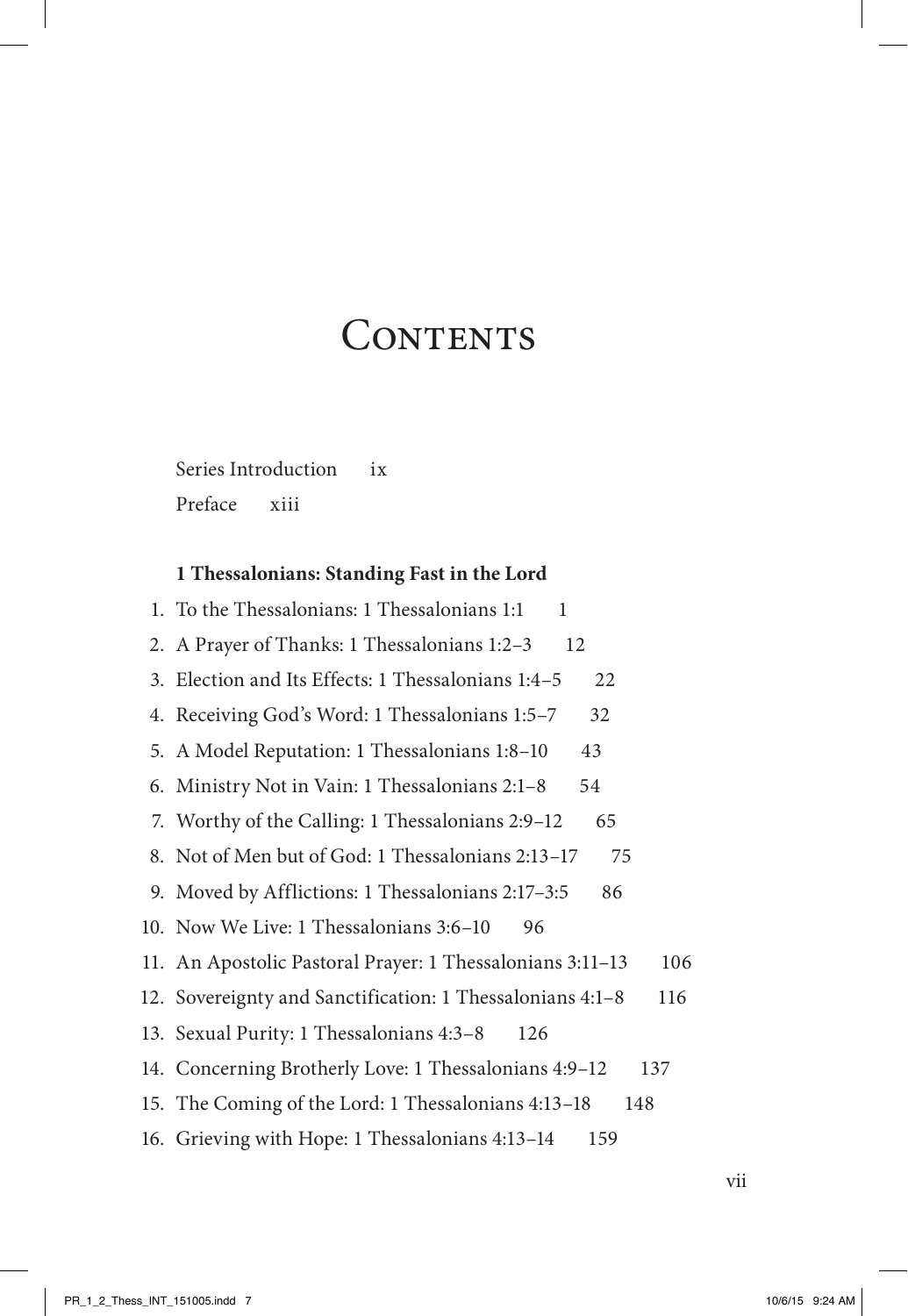# Contents

Series Introduction ix

Preface xiii

**1 Thessalonians: Standing Fast in the Lord**

1. To the Thessalonians: 1 Thessalonians 1:1 1
2. A Prayer of Thanks: 1 Thessalonians 1:2–3 12
3. Election and Its Effects: 1 Thessalonians 1:4–5 22
4. Receiving God's Word: 1 Thessalonians 1:5–7 32
5. A Model Reputation: 1 Thessalonians 1:8–10 43
6. Ministry Not in Vain: 1 Thessalonians 2:1–8 54
7. Worthy of the Calling: 1 Thessalonians 2:9–12 65
8. Not of Men but of God: 1 Thessalonians 2:13–17 75
9. Moved by Afflictions: 1 Thessalonians 2:17–3:5 86
10. Now We Live: 1 Thessalonians 3:6–10 96
11. An Apostolic Pastoral Prayer: 1 Thessalonians 3:11–13 106
12. Sovereignty and Sanctification: 1 Thessalonians 4:1–8 116
13. Sexual Purity: 1 Thessalonians 4:3–8 126
14. Concerning Brotherly Love: 1 Thessalonians 4:9–12 137
15. The Coming of the Lord: 1 Thessalonians 4:13–18 148
16. Grieving with Hope: 1 Thessalonians 4:13–14 159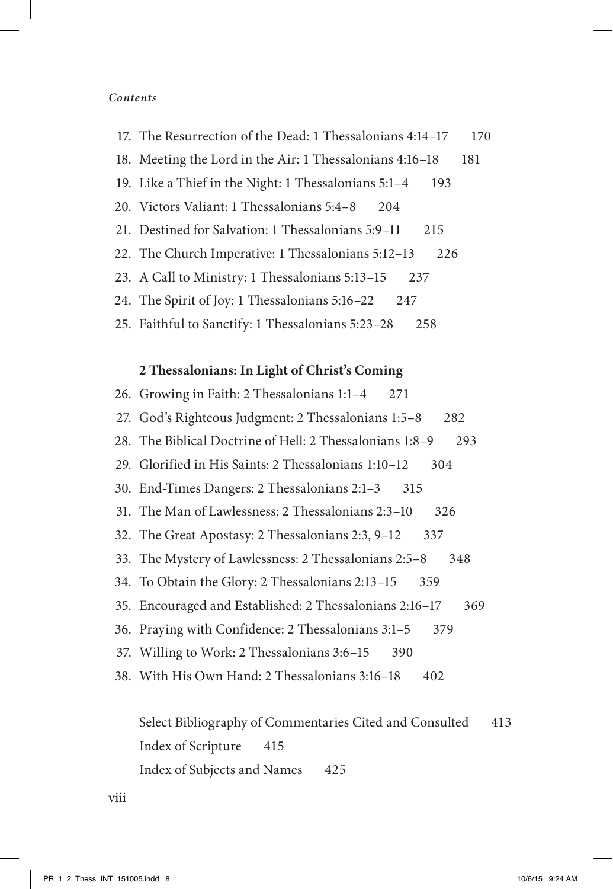*Contents*

17. The Resurrection of the Dead: 1 Thessalonians 4:14–17 170
18. Meeting the Lord in the Air: 1 Thessalonians 4:16–18 181
19. Like a Thief in the Night: 1 Thessalonians 5:1–4 193
20. Victors Valiant: 1 Thessalonians 5:4–8 204
21. Destined for Salvation: 1 Thessalonians 5:9–11 215
22. The Church Imperative: 1 Thessalonians 5:12–13 226
23. A Call to Ministry: 1 Thessalonians 5:13–15 237
24. The Spirit of Joy: 1 Thessalonians 5:16–22 247
25. Faithful to Sanctify: 1 Thessalonians 5:23–28 258

**2 Thessalonians: In Light of Christ's Coming**

26. Growing in Faith: 2 Thessalonians 1:1–4 271
27. God's Righteous Judgment: 2 Thessalonians 1:5–8 282
28. The Biblical Doctrine of Hell: 2 Thessalonians 1:8–9 293
29. Glorified in His Saints: 2 Thessalonians 1:10–12 304
30. End-Times Dangers: 2 Thessalonians 2:1–3 315
31. The Man of Lawlessness: 2 Thessalonians 2:3–10 326
32. The Great Apostasy: 2 Thessalonians 2:3, 9–12 337
33. The Mystery of Lawlessness: 2 Thessalonians 2:5–8 348
34. To Obtain the Glory: 2 Thessalonians 2:13–15 359
35. Encouraged and Established: 2 Thessalonians 2:16–17 369
36. Praying with Confidence: 2 Thessalonians 3:1–5 379
37. Willing to Work: 2 Thessalonians 3:6–15 390
38. With His Own Hand: 2 Thessalonians 3:16–18 402

Select Bibliography of Commentaries Cited and Consulted 413

Index of Scripture 415

Index of Subjects and Names 425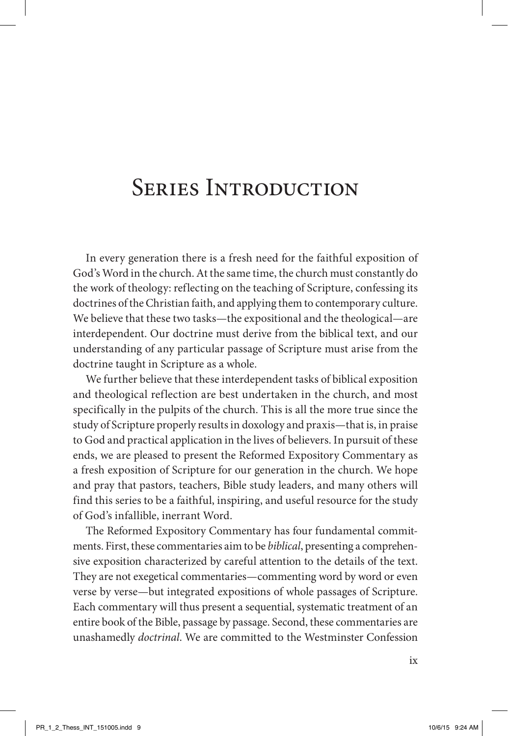# Series Introduction

In every generation there is a fresh need for the faithful exposition of God's Word in the church. At the same time, the church must constantly do the work of theology: reflecting on the teaching of Scripture, confessing its doctrines of the Christian faith, and applying them to contemporary culture. We believe that these two tasks—the expositional and the theological—are interdependent. Our doctrine must derive from the biblical text, and our understanding of any particular passage of Scripture must arise from the doctrine taught in Scripture as a whole.

We further believe that these interdependent tasks of biblical exposition and theological reflection are best undertaken in the church, and most specifically in the pulpits of the church. This is all the more true since the study of Scripture properly results in doxology and praxis—that is, in praise to God and practical application in the lives of believers. In pursuit of these ends, we are pleased to present the Reformed Expository Commentary as a fresh exposition of Scripture for our generation in the church. We hope and pray that pastors, teachers, Bible study leaders, and many others will find this series to be a faithful, inspiring, and useful resource for the study of God's infallible, inerrant Word.

The Reformed Expository Commentary has four fundamental commitments. First, these commentaries aim to be *biblical*, presenting a comprehensive exposition characterized by careful attention to the details of the text. They are not exegetical commentaries—commenting word by word or even verse by verse—but integrated expositions of whole passages of Scripture. Each commentary will thus present a sequential, systematic treatment of an entire book of the Bible, passage by passage. Second, these commentaries are unashamedly *doctrinal*. We are committed to the Westminster Confession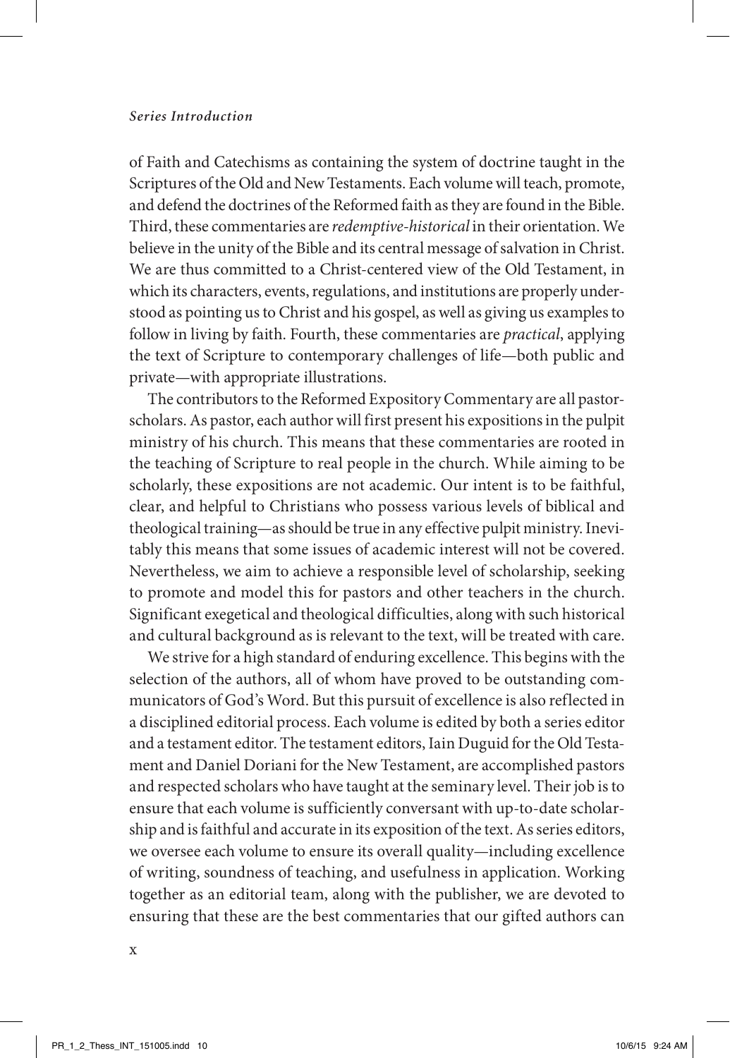of Faith and Catechisms as containing the system of doctrine taught in the Scriptures of the Old and New Testaments. Each volume will teach, promote, and defend the doctrines of the Reformed faith as they are found in the Bible. Third, these commentaries are *redemptive-historical* in their orientation. We believe in the unity of the Bible and its central message of salvation in Christ. We are thus committed to a Christ-centered view of the Old Testament, in which its characters, events, regulations, and institutions are properly understood as pointing us to Christ and his gospel, as well as giving us examples to follow in living by faith. Fourth, these commentaries are *practical*, applying the text of Scripture to contemporary challenges of life—both public and private—with appropriate illustrations.

The contributors to the Reformed Expository Commentary are all pastor-scholars. As pastor, each author will first present his expositions in the pulpit ministry of his church. This means that these commentaries are rooted in the teaching of Scripture to real people in the church. While aiming to be scholarly, these expositions are not academic. Our intent is to be faithful, clear, and helpful to Christians who possess various levels of biblical and theological training—as should be true in any effective pulpit ministry. Inevitably this means that some issues of academic interest will not be covered. Nevertheless, we aim to achieve a responsible level of scholarship, seeking to promote and model this for pastors and other teachers in the church. Significant exegetical and theological difficulties, along with such historical and cultural background as is relevant to the text, will be treated with care.

We strive for a high standard of enduring excellence. This begins with the selection of the authors, all of whom have proved to be outstanding communicators of God's Word. But this pursuit of excellence is also reflected in a disciplined editorial process. Each volume is edited by both a series editor and a testament editor. The testament editors, Iain Duguid for the Old Testament and Daniel Doriani for the New Testament, are accomplished pastors and respected scholars who have taught at the seminary level. Their job is to ensure that each volume is sufficiently conversant with up-to-date scholarship and is faithful and accurate in its exposition of the text. As series editors, we oversee each volume to ensure its overall quality—including excellence of writing, soundness of teaching, and usefulness in application. Working together as an editorial team, along with the publisher, we are devoted to ensuring that these are the best commentaries that our gifted authors can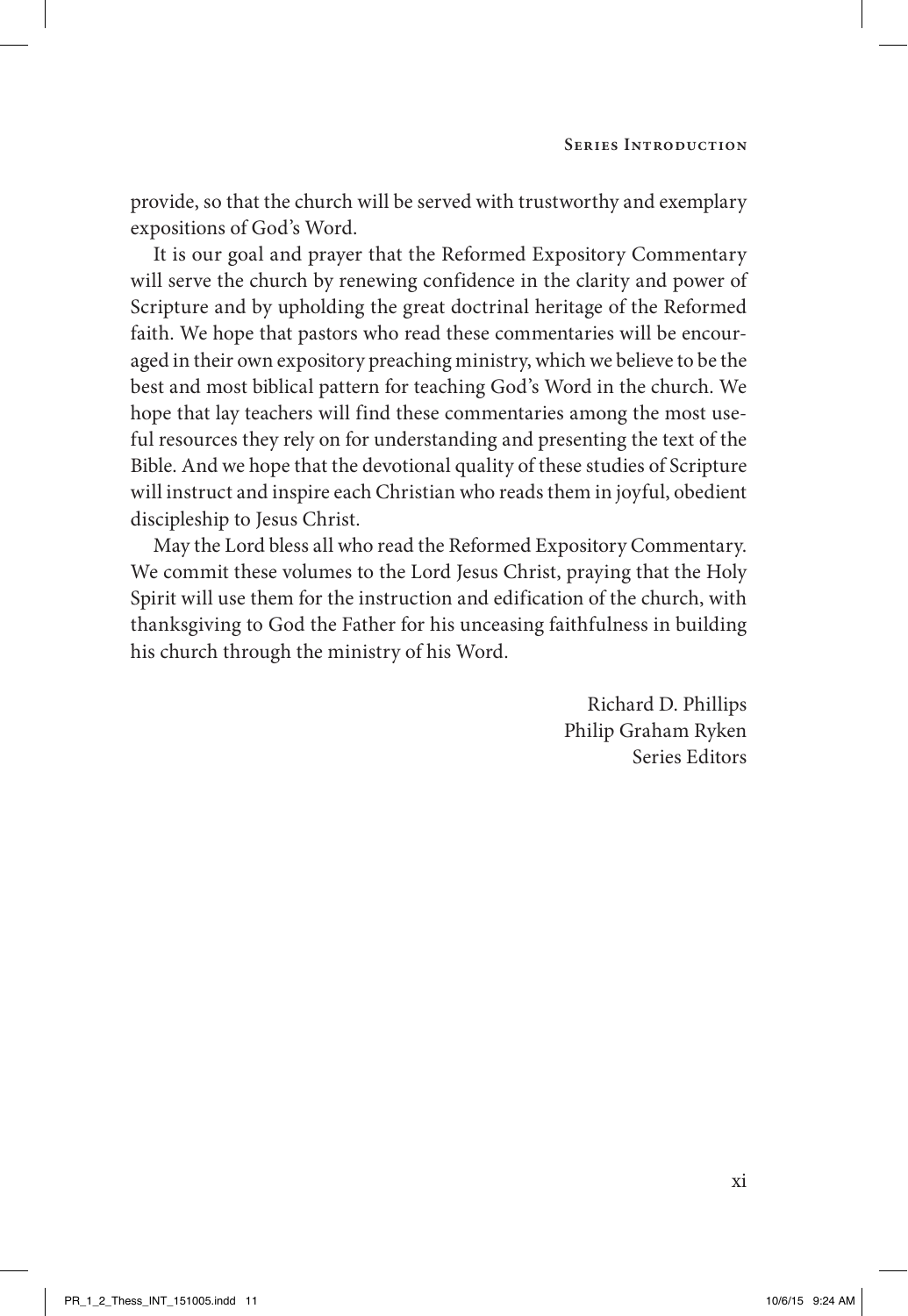provide, so that the church will be served with trustworthy and exemplary expositions of God's Word.

It is our goal and prayer that the Reformed Expository Commentary will serve the church by renewing confidence in the clarity and power of Scripture and by upholding the great doctrinal heritage of the Reformed faith. We hope that pastors who read these commentaries will be encouraged in their own expository preaching ministry, which we believe to be the best and most biblical pattern for teaching God's Word in the church. We hope that lay teachers will find these commentaries among the most useful resources they rely on for understanding and presenting the text of the Bible. And we hope that the devotional quality of these studies of Scripture will instruct and inspire each Christian who reads them in joyful, obedient discipleship to Jesus Christ.

May the Lord bless all who read the Reformed Expository Commentary. We commit these volumes to the Lord Jesus Christ, praying that the Holy Spirit will use them for the instruction and edification of the church, with thanksgiving to God the Father for his unceasing faithfulness in building his church through the ministry of his Word.

Richard D. Phillips
Philip Graham Ryken
Series Editors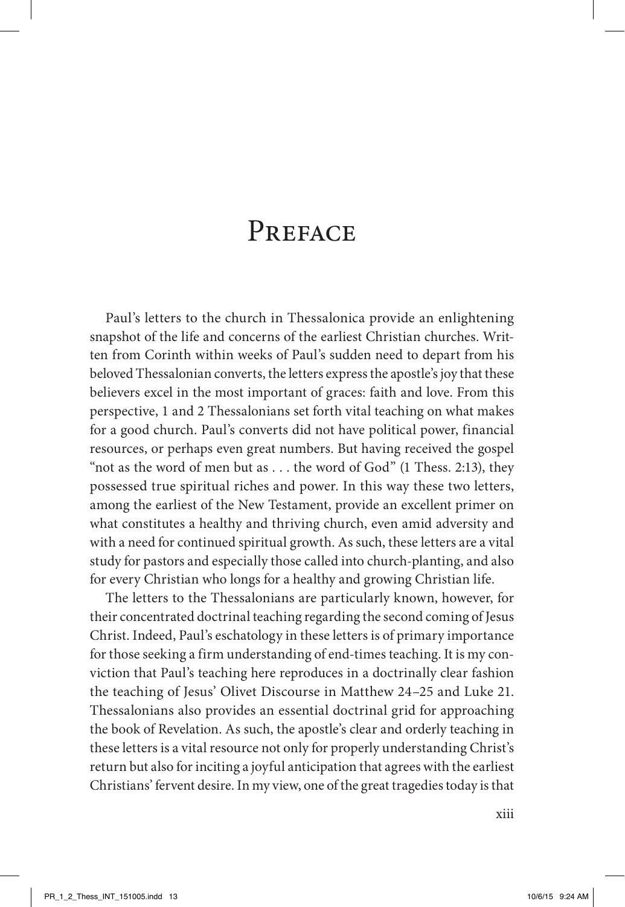# Preface

Paul's letters to the church in Thessalonica provide an enlightening snapshot of the life and concerns of the earliest Christian churches. Written from Corinth within weeks of Paul's sudden need to depart from his beloved Thessalonian converts, the letters express the apostle's joy that these believers excel in the most important of graces: faith and love. From this perspective, 1 and 2 Thessalonians set forth vital teaching on what makes for a good church. Paul's converts did not have political power, financial resources, or perhaps even great numbers. But having received the gospel "not as the word of men but as . . . the word of God" (1 Thess. 2:13), they possessed true spiritual riches and power. In this way these two letters, among the earliest of the New Testament, provide an excellent primer on what constitutes a healthy and thriving church, even amid adversity and with a need for continued spiritual growth. As such, these letters are a vital study for pastors and especially those called into church-planting, and also for every Christian who longs for a healthy and growing Christian life.

The letters to the Thessalonians are particularly known, however, for their concentrated doctrinal teaching regarding the second coming of Jesus Christ. Indeed, Paul's eschatology in these letters is of primary importance for those seeking a firm understanding of end-times teaching. It is my conviction that Paul's teaching here reproduces in a doctrinally clear fashion the teaching of Jesus' Olivet Discourse in Matthew 24–25 and Luke 21. Thessalonians also provides an essential doctrinal grid for approaching the book of Revelation. As such, the apostle's clear and orderly teaching in these letters is a vital resource not only for properly understanding Christ's return but also for inciting a joyful anticipation that agrees with the earliest Christians' fervent desire. In my view, one of the great tragedies today is that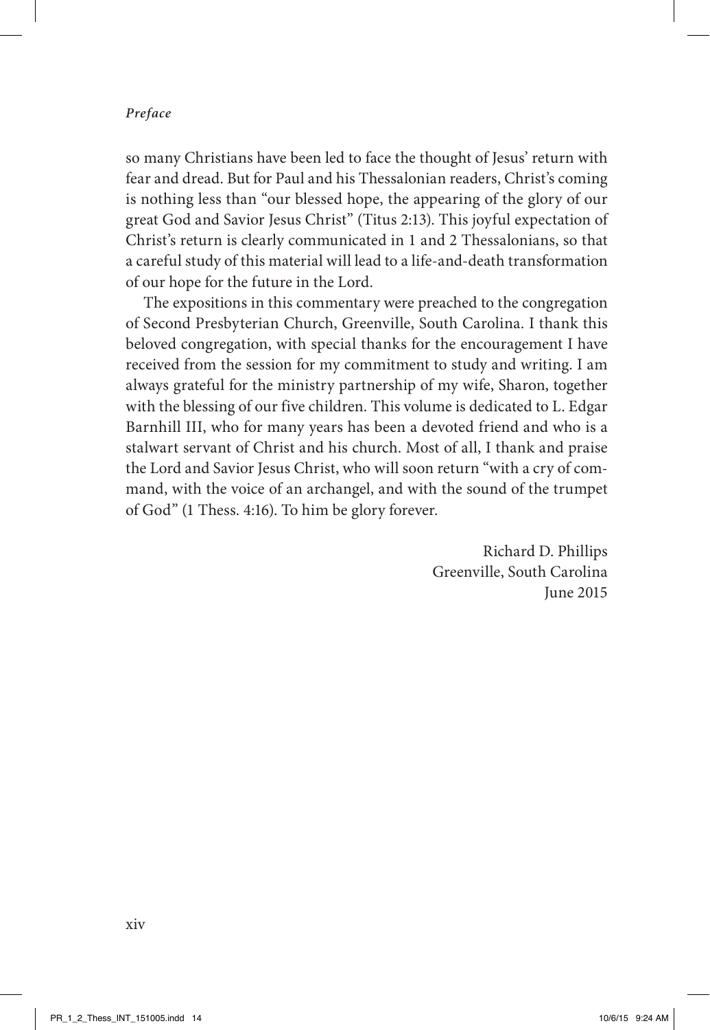so many Christians have been led to face the thought of Jesus' return with fear and dread. But for Paul and his Thessalonian readers, Christ's coming is nothing less than "our blessed hope, the appearing of the glory of our great God and Savior Jesus Christ" (Titus 2:13). This joyful expectation of Christ's return is clearly communicated in 1 and 2 Thessalonians, so that a careful study of this material will lead to a life-and-death transformation of our hope for the future in the Lord.

The expositions in this commentary were preached to the congregation of Second Presbyterian Church, Greenville, South Carolina. I thank this beloved congregation, with special thanks for the encouragement I have received from the session for my commitment to study and writing. I am always grateful for the ministry partnership of my wife, Sharon, together with the blessing of our five children. This volume is dedicated to L. Edgar Barnhill III, who for many years has been a devoted friend and who is a stalwart servant of Christ and his church. Most of all, I thank and praise the Lord and Savior Jesus Christ, who will soon return "with a cry of command, with the voice of an archangel, and with the sound of the trumpet of God" (1 Thess. 4:16). To him be glory forever.

Richard D. Phillips
Greenville, South Carolina
June 2015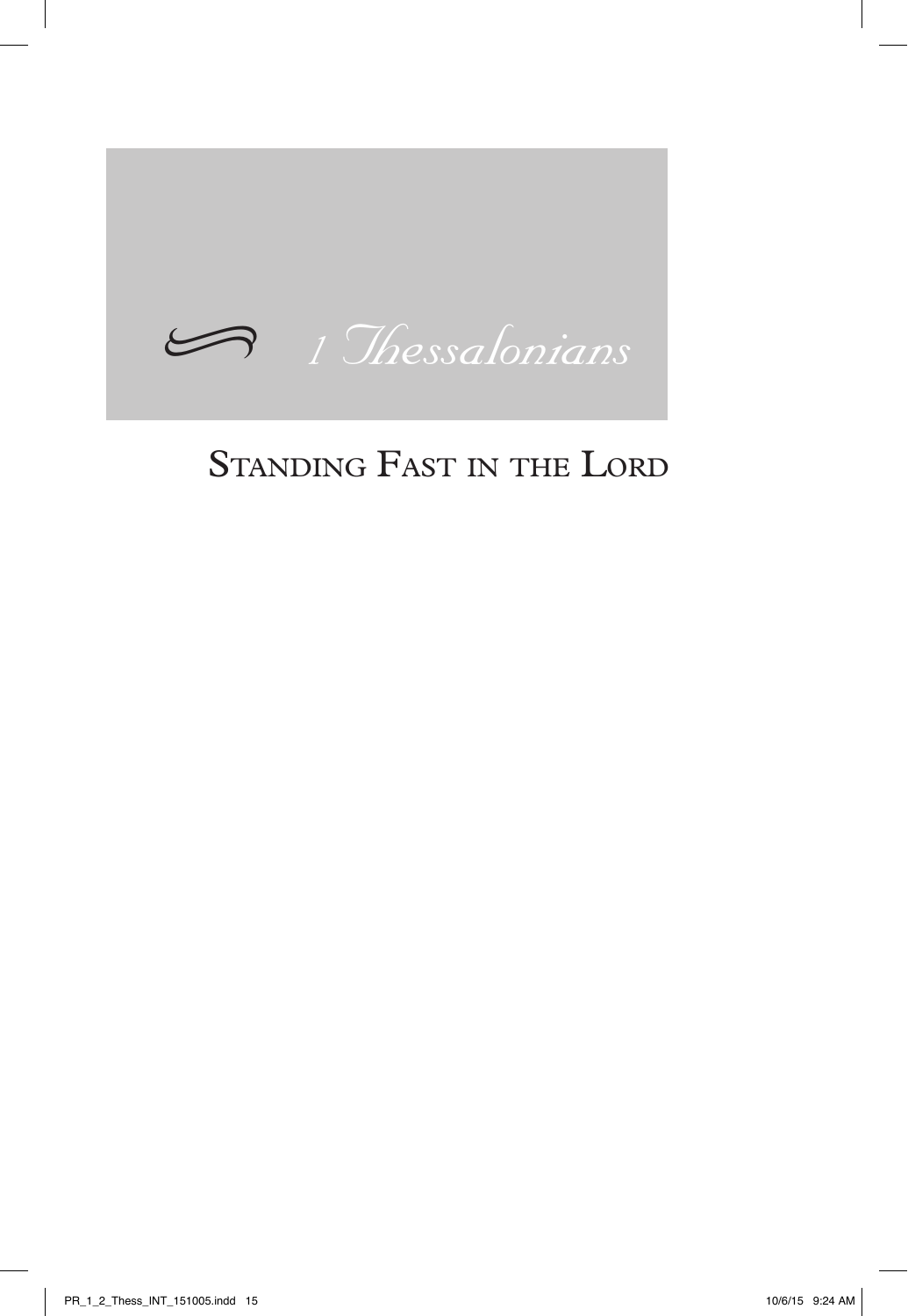# *1 Thessalonians*

## Standing Fast in the Lord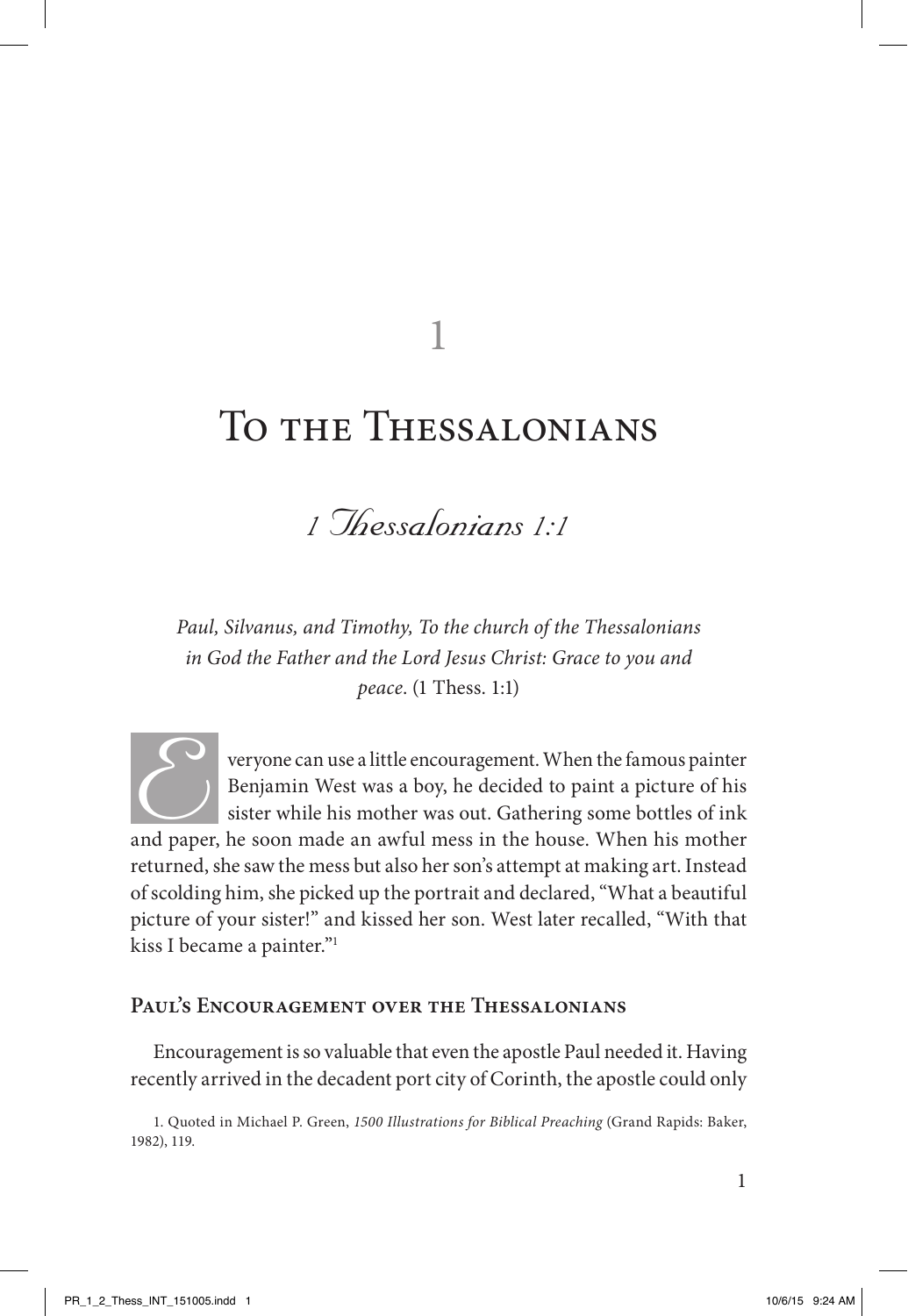# 1

# To the Thessalonians

## *1 Thessalonians 1:1*

*Paul, Silvanus, and Timothy, To the church of the Thessalonians in God the Father and the Lord Jesus Christ: Grace to you and peace.* (1 Thess. 1:1)

Everyone can use a little encouragement. When the famous painter Benjamin West was a boy, he decided to paint a picture of his sister while his mother was out. Gathering some bottles of ink and paper, he soon made an awful mess in the house. When his mother returned, she saw the mess but also her son's attempt at making art. Instead of scolding him, she picked up the portrait and declared, "What a beautiful picture of your sister!" and kissed her son. West later recalled, "With that kiss I became a painter."[1]

### Paul's Encouragement over the Thessalonians

Encouragement is so valuable that even the apostle Paul needed it. Having recently arrived in the decadent port city of Corinth, the apostle could only

1. Quoted in Michael P. Green, *1500 Illustrations for Biblical Preaching* (Grand Rapids: Baker, 1982), 119.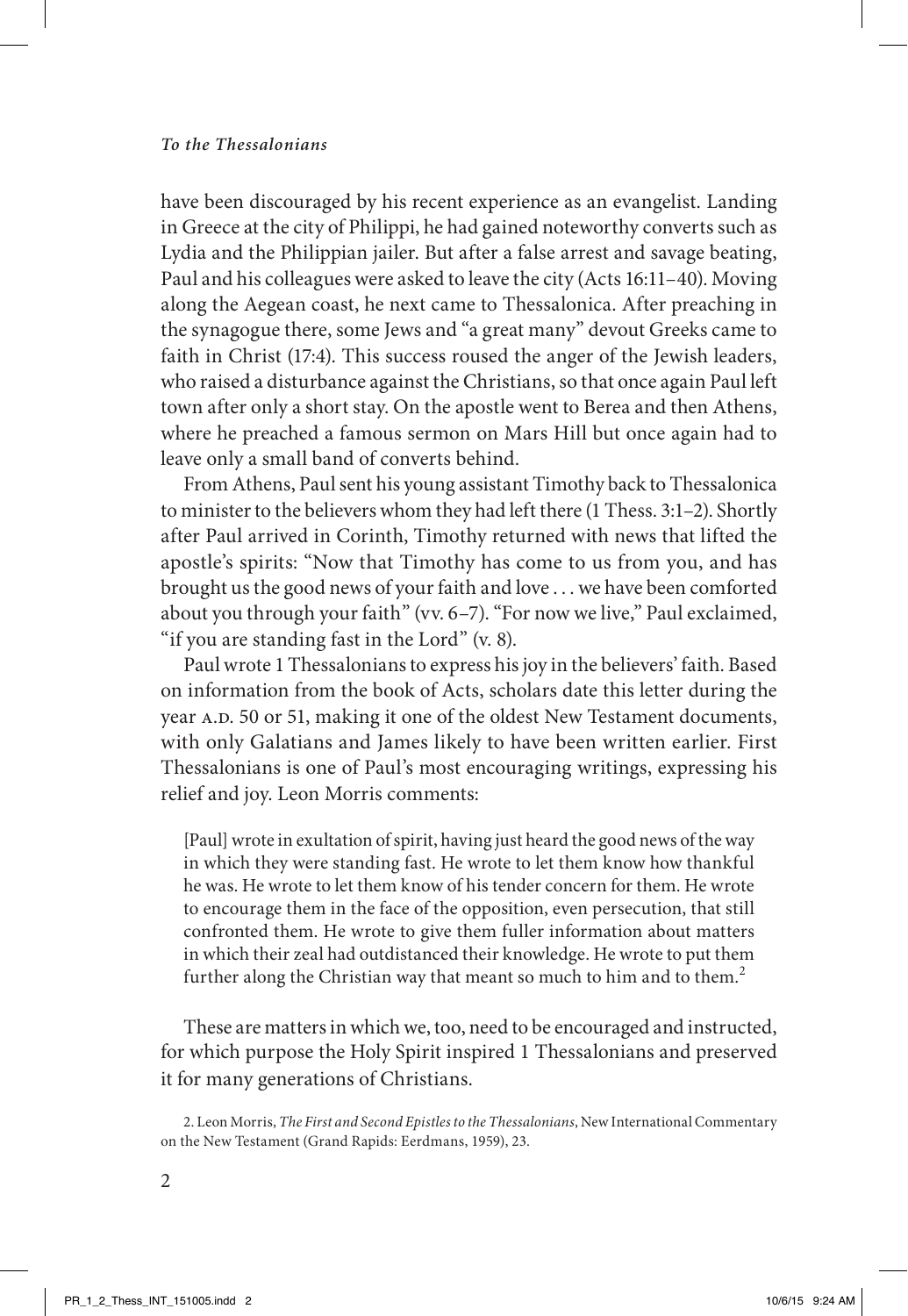have been discouraged by his recent experience as an evangelist. Landing in Greece at the city of Philippi, he had gained noteworthy converts such as Lydia and the Philippian jailer. But after a false arrest and savage beating, Paul and his colleagues were asked to leave the city (Acts 16:11–40). Moving along the Aegean coast, he next came to Thessalonica. After preaching in the synagogue there, some Jews and "a great many" devout Greeks came to faith in Christ (17:4). This success roused the anger of the Jewish leaders, who raised a disturbance against the Christians, so that once again Paul left town after only a short stay. On the apostle went to Berea and then Athens, where he preached a famous sermon on Mars Hill but once again had to leave only a small band of converts behind.

From Athens, Paul sent his young assistant Timothy back to Thessalonica to minister to the believers whom they had left there (1 Thess. 3:1–2). Shortly after Paul arrived in Corinth, Timothy returned with news that lifted the apostle's spirits: "Now that Timothy has come to us from you, and has brought us the good news of your faith and love . . . we have been comforted about you through your faith" (vv. 6–7). "For now we live," Paul exclaimed, "if you are standing fast in the Lord" (v. 8).

Paul wrote 1 Thessalonians to express his joy in the believers' faith. Based on information from the book of Acts, scholars date this letter during the year A.D. 50 or 51, making it one of the oldest New Testament documents, with only Galatians and James likely to have been written earlier. First Thessalonians is one of Paul's most encouraging writings, expressing his relief and joy. Leon Morris comments:

> [Paul] wrote in exultation of spirit, having just heard the good news of the way in which they were standing fast. He wrote to let them know how thankful he was. He wrote to let them know of his tender concern for them. He wrote to encourage them in the face of the opposition, even persecution, that still confronted them. He wrote to give them fuller information about matters in which their zeal had outdistanced their knowledge. He wrote to put them further along the Christian way that meant so much to him and to them.[2]

These are matters in which we, too, need to be encouraged and instructed, for which purpose the Holy Spirit inspired 1 Thessalonians and preserved it for many generations of Christians.

2. Leon Morris, *The First and Second Epistles to the Thessalonians*, New International Commentary on the New Testament (Grand Rapids: Eerdmans, 1959), 23.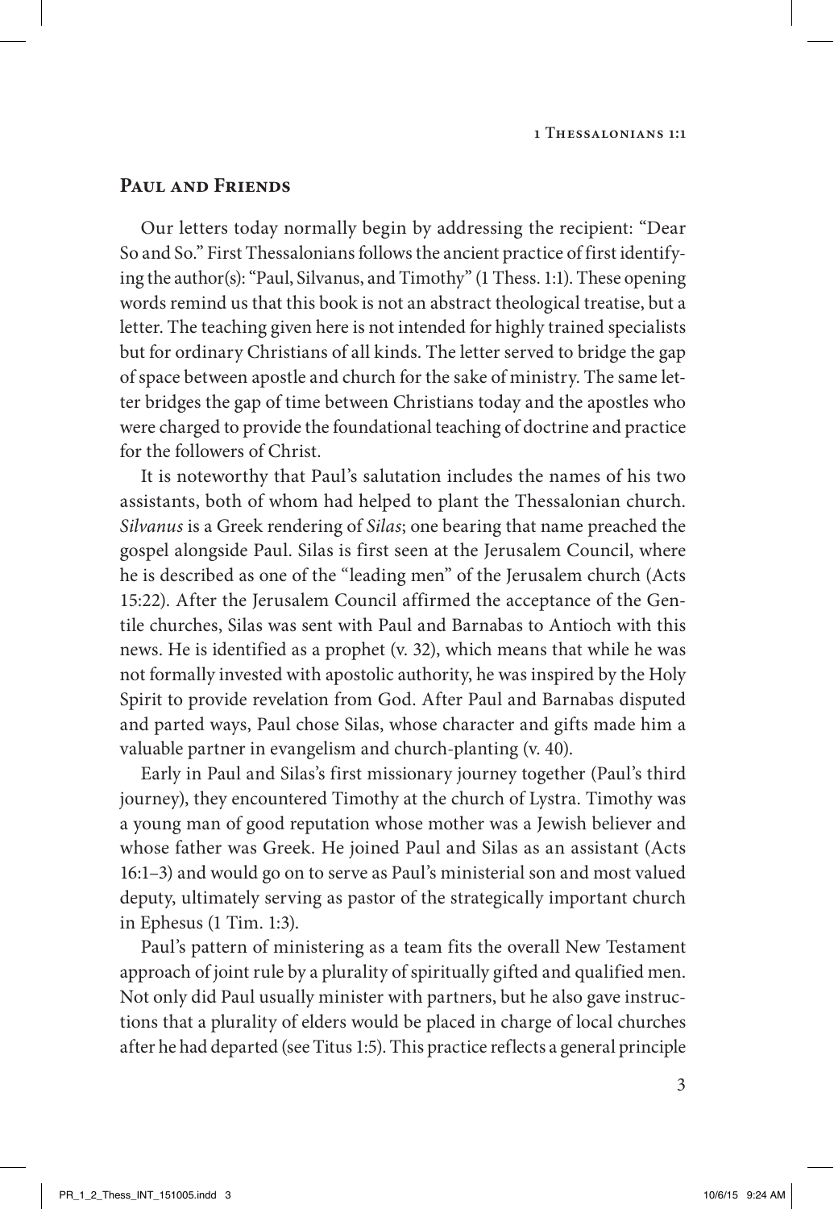## Paul and Friends

Our letters today normally begin by addressing the recipient: "Dear So and So." First Thessalonians follows the ancient practice of first identifying the author(s): "Paul, Silvanus, and Timothy" (1 Thess. 1:1). These opening words remind us that this book is not an abstract theological treatise, but a letter. The teaching given here is not intended for highly trained specialists but for ordinary Christians of all kinds. The letter served to bridge the gap of space between apostle and church for the sake of ministry. The same letter bridges the gap of time between Christians today and the apostles who were charged to provide the foundational teaching of doctrine and practice for the followers of Christ.

It is noteworthy that Paul's salutation includes the names of his two assistants, both of whom had helped to plant the Thessalonian church. *Silvanus* is a Greek rendering of *Silas*; one bearing that name preached the gospel alongside Paul. Silas is first seen at the Jerusalem Council, where he is described as one of the "leading men" of the Jerusalem church (Acts 15:22). After the Jerusalem Council affirmed the acceptance of the Gentile churches, Silas was sent with Paul and Barnabas to Antioch with this news. He is identified as a prophet (v. 32), which means that while he was not formally invested with apostolic authority, he was inspired by the Holy Spirit to provide revelation from God. After Paul and Barnabas disputed and parted ways, Paul chose Silas, whose character and gifts made him a valuable partner in evangelism and church-planting (v. 40).

Early in Paul and Silas's first missionary journey together (Paul's third journey), they encountered Timothy at the church of Lystra. Timothy was a young man of good reputation whose mother was a Jewish believer and whose father was Greek. He joined Paul and Silas as an assistant (Acts 16:1–3) and would go on to serve as Paul's ministerial son and most valued deputy, ultimately serving as pastor of the strategically important church in Ephesus (1 Tim. 1:3).

Paul's pattern of ministering as a team fits the overall New Testament approach of joint rule by a plurality of spiritually gifted and qualified men. Not only did Paul usually minister with partners, but he also gave instructions that a plurality of elders would be placed in charge of local churches after he had departed (see Titus 1:5). This practice reflects a general principle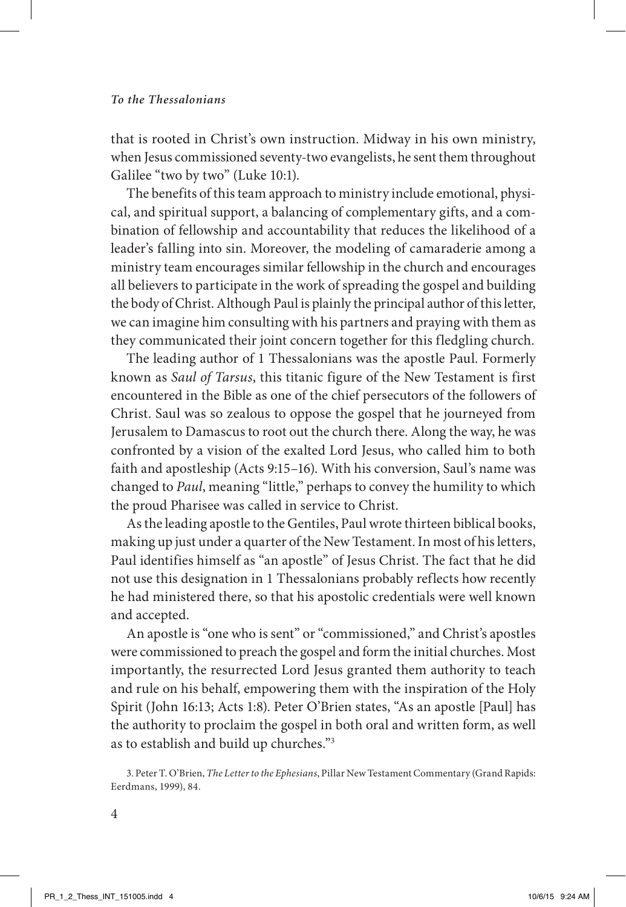that is rooted in Christ's own instruction. Midway in his own ministry, when Jesus commissioned seventy-two evangelists, he sent them throughout Galilee "two by two" (Luke 10:1).

The benefits of this team approach to ministry include emotional, physical, and spiritual support, a balancing of complementary gifts, and a combination of fellowship and accountability that reduces the likelihood of a leader's falling into sin. Moreover, the modeling of camaraderie among a ministry team encourages similar fellowship in the church and encourages all believers to participate in the work of spreading the gospel and building the body of Christ. Although Paul is plainly the principal author of this letter, we can imagine him consulting with his partners and praying with them as they communicated their joint concern together for this fledgling church.

The leading author of 1 Thessalonians was the apostle Paul. Formerly known as *Saul of Tarsus*, this titanic figure of the New Testament is first encountered in the Bible as one of the chief persecutors of the followers of Christ. Saul was so zealous to oppose the gospel that he journeyed from Jerusalem to Damascus to root out the church there. Along the way, he was confronted by a vision of the exalted Lord Jesus, who called him to both faith and apostleship (Acts 9:15–16). With his conversion, Saul's name was changed to *Paul*, meaning "little," perhaps to convey the humility to which the proud Pharisee was called in service to Christ.

As the leading apostle to the Gentiles, Paul wrote thirteen biblical books, making up just under a quarter of the New Testament. In most of his letters, Paul identifies himself as "an apostle" of Jesus Christ. The fact that he did not use this designation in 1 Thessalonians probably reflects how recently he had ministered there, so that his apostolic credentials were well known and accepted.

An apostle is "one who is sent" or "commissioned," and Christ's apostles were commissioned to preach the gospel and form the initial churches. Most importantly, the resurrected Lord Jesus granted them authority to teach and rule on his behalf, empowering them with the inspiration of the Holy Spirit (John 16:13; Acts 1:8). Peter O'Brien states, "As an apostle [Paul] has the authority to proclaim the gospel in both oral and written form, as well as to establish and build up churches."[3]

3. Peter T. O'Brien, *The Letter to the Ephesians*, Pillar New Testament Commentary (Grand Rapids: Eerdmans, 1999), 84.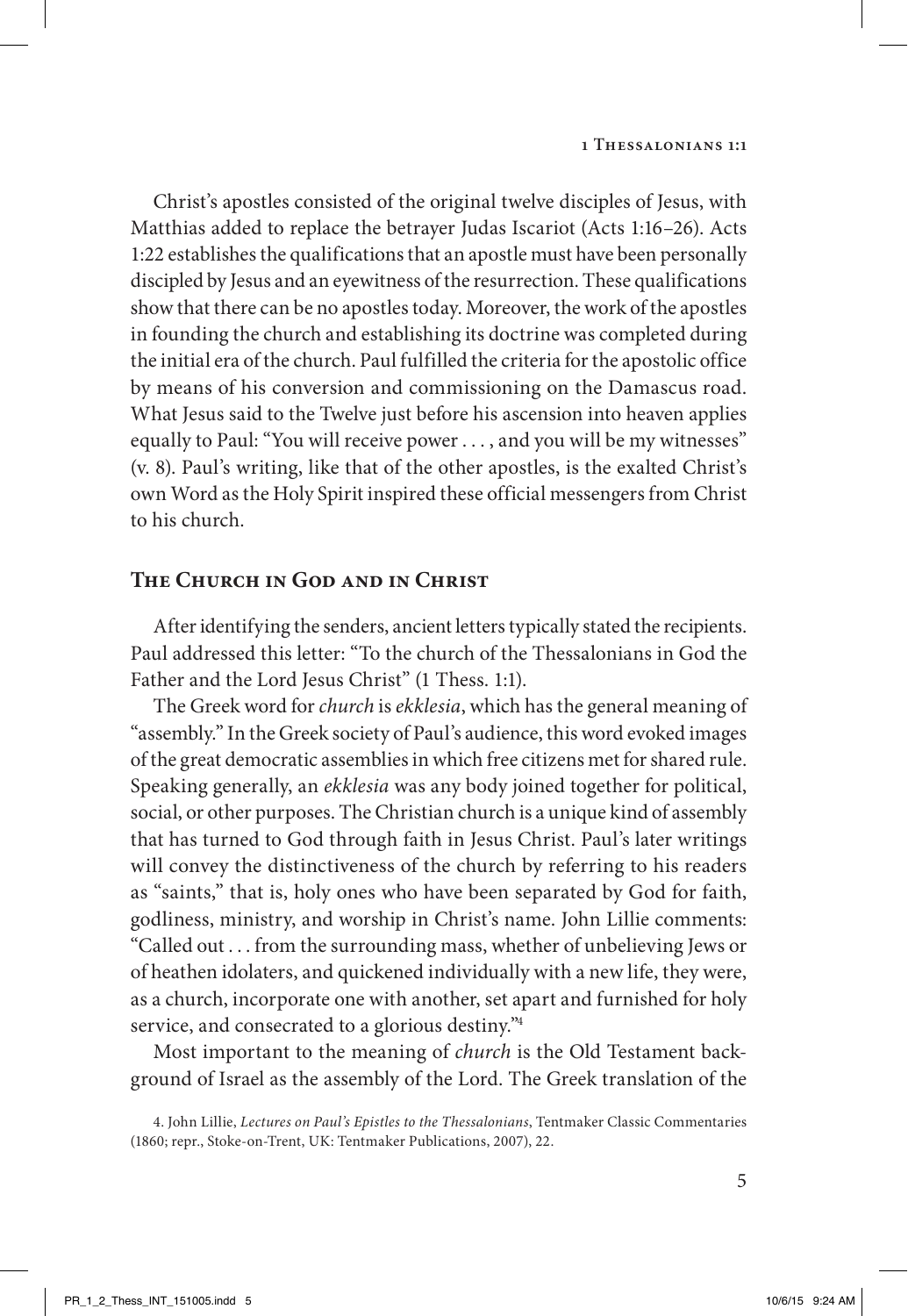Christ's apostles consisted of the original twelve disciples of Jesus, with Matthias added to replace the betrayer Judas Iscariot (Acts 1:16–26). Acts 1:22 establishes the qualifications that an apostle must have been personally discipled by Jesus and an eyewitness of the resurrection. These qualifications show that there can be no apostles today. Moreover, the work of the apostles in founding the church and establishing its doctrine was completed during the initial era of the church. Paul fulfilled the criteria for the apostolic office by means of his conversion and commissioning on the Damascus road. What Jesus said to the Twelve just before his ascension into heaven applies equally to Paul: "You will receive power . . . , and you will be my witnesses" (v. 8). Paul's writing, like that of the other apostles, is the exalted Christ's own Word as the Holy Spirit inspired these official messengers from Christ to his church.

## The Church in God and in Christ

After identifying the senders, ancient letters typically stated the recipients. Paul addressed this letter: "To the church of the Thessalonians in God the Father and the Lord Jesus Christ" (1 Thess. 1:1).

The Greek word for *church* is *ekklesia*, which has the general meaning of "assembly." In the Greek society of Paul's audience, this word evoked images of the great democratic assemblies in which free citizens met for shared rule. Speaking generally, an *ekklesia* was any body joined together for political, social, or other purposes. The Christian church is a unique kind of assembly that has turned to God through faith in Jesus Christ. Paul's later writings will convey the distinctiveness of the church by referring to his readers as "saints," that is, holy ones who have been separated by God for faith, godliness, ministry, and worship in Christ's name. John Lillie comments: "Called out . . . from the surrounding mass, whether of unbelieving Jews or of heathen idolaters, and quickened individually with a new life, they were, as a church, incorporate one with another, set apart and furnished for holy service, and consecrated to a glorious destiny."[4]

Most important to the meaning of *church* is the Old Testament background of Israel as the assembly of the Lord. The Greek translation of the

4. John Lillie, *Lectures on Paul's Epistles to the Thessalonians*, Tentmaker Classic Commentaries (1860; repr., Stoke-on-Trent, UK: Tentmaker Publications, 2007), 22.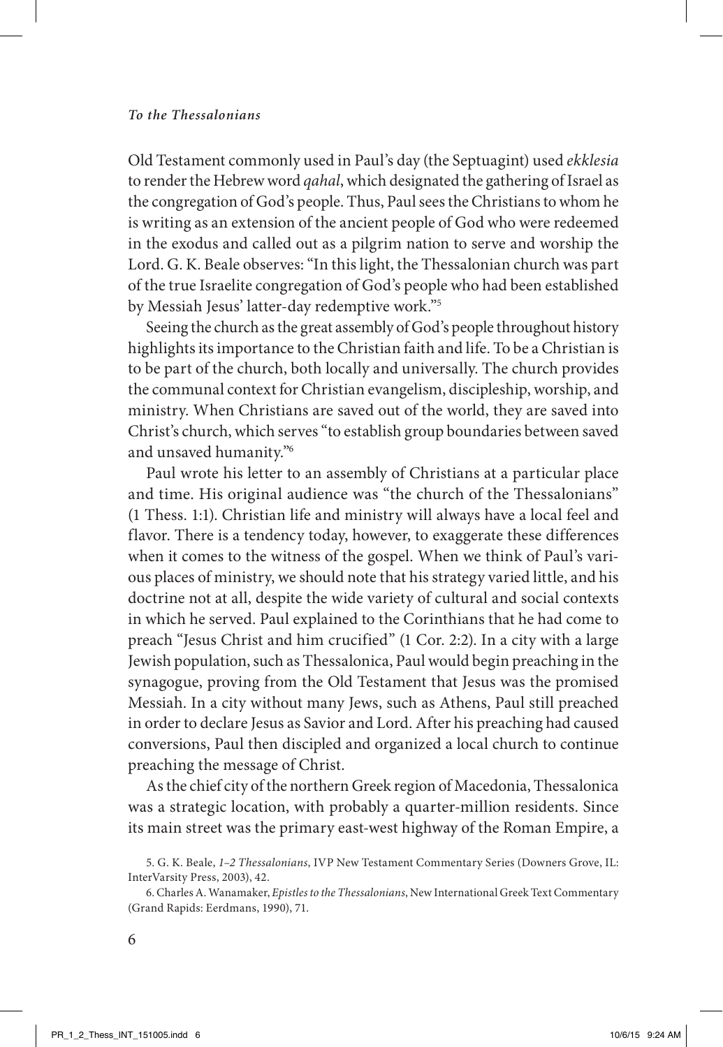Old Testament commonly used in Paul's day (the Septuagint) used *ekklesia* to render the Hebrew word *qahal*, which designated the gathering of Israel as the congregation of God's people. Thus, Paul sees the Christians to whom he is writing as an extension of the ancient people of God who were redeemed in the exodus and called out as a pilgrim nation to serve and worship the Lord. G. K. Beale observes: "In this light, the Thessalonian church was part of the true Israelite congregation of God's people who had been established by Messiah Jesus' latter-day redemptive work."[5]

Seeing the church as the great assembly of God's people throughout history highlights its importance to the Christian faith and life. To be a Christian is to be part of the church, both locally and universally. The church provides the communal context for Christian evangelism, discipleship, worship, and ministry. When Christians are saved out of the world, they are saved into Christ's church, which serves "to establish group boundaries between saved and unsaved humanity."[6]

Paul wrote his letter to an assembly of Christians at a particular place and time. His original audience was "the church of the Thessalonians" (1 Thess. 1:1). Christian life and ministry will always have a local feel and flavor. There is a tendency today, however, to exaggerate these differences when it comes to the witness of the gospel. When we think of Paul's various places of ministry, we should note that his strategy varied little, and his doctrine not at all, despite the wide variety of cultural and social contexts in which he served. Paul explained to the Corinthians that he had come to preach "Jesus Christ and him crucified" (1 Cor. 2:2). In a city with a large Jewish population, such as Thessalonica, Paul would begin preaching in the synagogue, proving from the Old Testament that Jesus was the promised Messiah. In a city without many Jews, such as Athens, Paul still preached in order to declare Jesus as Savior and Lord. After his preaching had caused conversions, Paul then discipled and organized a local church to continue preaching the message of Christ.

As the chief city of the northern Greek region of Macedonia, Thessalonica was a strategic location, with probably a quarter-million residents. Since its main street was the primary east-west highway of the Roman Empire, a

5. G. K. Beale, *1–2 Thessalonians*, IVP New Testament Commentary Series (Downers Grove, IL: InterVarsity Press, 2003), 42.

6. Charles A. Wanamaker, *Epistles to the Thessalonians*, New International Greek Text Commentary (Grand Rapids: Eerdmans, 1990), 71.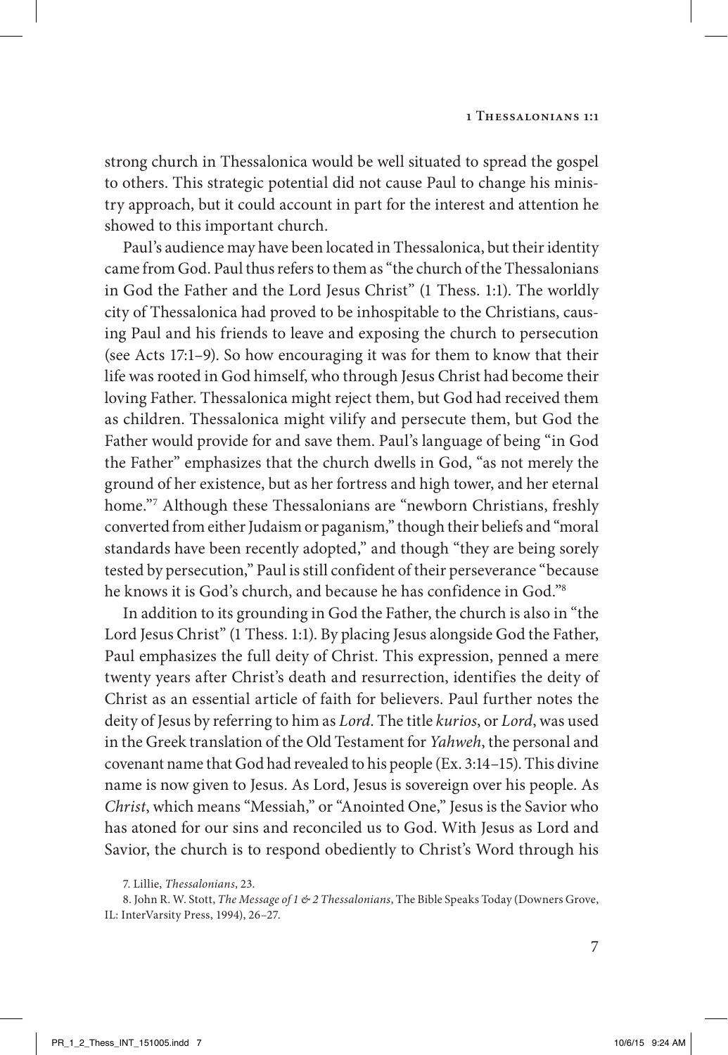strong church in Thessalonica would be well situated to spread the gospel to others. This strategic potential did not cause Paul to change his ministry approach, but it could account in part for the interest and attention he showed to this important church.

Paul's audience may have been located in Thessalonica, but their identity came from God. Paul thus refers to them as "the church of the Thessalonians in God the Father and the Lord Jesus Christ" (1 Thess. 1:1). The worldly city of Thessalonica had proved to be inhospitable to the Christians, causing Paul and his friends to leave and exposing the church to persecution (see Acts 17:1–9). So how encouraging it was for them to know that their life was rooted in God himself, who through Jesus Christ had become their loving Father. Thessalonica might reject them, but God had received them as children. Thessalonica might vilify and persecute them, but God the Father would provide for and save them. Paul's language of being "in God the Father" emphasizes that the church dwells in God, "as not merely the ground of her existence, but as her fortress and high tower, and her eternal home."[7] Although these Thessalonians are "newborn Christians, freshly converted from either Judaism or paganism," though their beliefs and "moral standards have been recently adopted," and though "they are being sorely tested by persecution," Paul is still confident of their perseverance "because he knows it is God's church, and because he has confidence in God."[8]

In addition to its grounding in God the Father, the church is also in "the Lord Jesus Christ" (1 Thess. 1:1). By placing Jesus alongside God the Father, Paul emphasizes the full deity of Christ. This expression, penned a mere twenty years after Christ's death and resurrection, identifies the deity of Christ as an essential article of faith for believers. Paul further notes the deity of Jesus by referring to him as *Lord*. The title *kurios*, or *Lord*, was used in the Greek translation of the Old Testament for *Yahweh*, the personal and covenant name that God had revealed to his people (Ex. 3:14–15). This divine name is now given to Jesus. As Lord, Jesus is sovereign over his people. As *Christ*, which means "Messiah," or "Anointed One," Jesus is the Savior who has atoned for our sins and reconciled us to God. With Jesus as Lord and Savior, the church is to respond obediently to Christ's Word through his

7. Lillie, *Thessalonians*, 23.

8. John R. W. Stott, *The Message of 1 & 2 Thessalonians*, The Bible Speaks Today (Downers Grove, IL: InterVarsity Press, 1994), 26–27.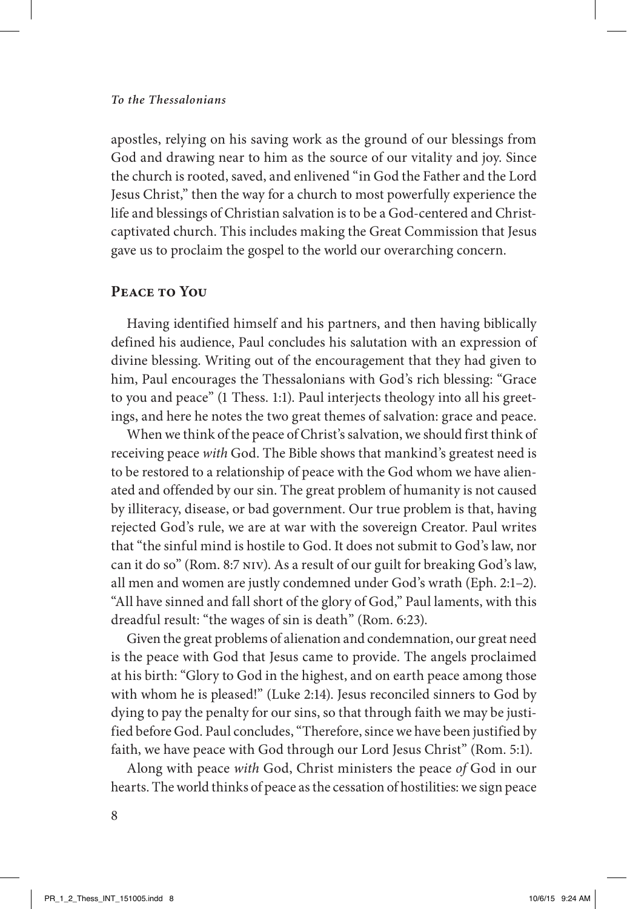apostles, relying on his saving work as the ground of our blessings from God and drawing near to him as the source of our vitality and joy. Since the church is rooted, saved, and enlivened "in God the Father and the Lord Jesus Christ," then the way for a church to most powerfully experience the life and blessings of Christian salvation is to be a God-centered and Christ-captivated church. This includes making the Great Commission that Jesus gave us to proclaim the gospel to the world our overarching concern.

## Peace to You

Having identified himself and his partners, and then having biblically defined his audience, Paul concludes his salutation with an expression of divine blessing. Writing out of the encouragement that they had given to him, Paul encourages the Thessalonians with God's rich blessing: "Grace to you and peace" (1 Thess. 1:1). Paul interjects theology into all his greetings, and here he notes the two great themes of salvation: grace and peace.

When we think of the peace of Christ's salvation, we should first think of receiving peace *with* God. The Bible shows that mankind's greatest need is to be restored to a relationship of peace with the God whom we have alienated and offended by our sin. The great problem of humanity is not caused by illiteracy, disease, or bad government. Our true problem is that, having rejected God's rule, we are at war with the sovereign Creator. Paul writes that "the sinful mind is hostile to God. It does not submit to God's law, nor can it do so" (Rom. 8:7 NIV). As a result of our guilt for breaking God's law, all men and women are justly condemned under God's wrath (Eph. 2:1–2). "All have sinned and fall short of the glory of God," Paul laments, with this dreadful result: "the wages of sin is death" (Rom. 6:23).

Given the great problems of alienation and condemnation, our great need is the peace with God that Jesus came to provide. The angels proclaimed at his birth: "Glory to God in the highest, and on earth peace among those with whom he is pleased!" (Luke 2:14). Jesus reconciled sinners to God by dying to pay the penalty for our sins, so that through faith we may be justified before God. Paul concludes, "Therefore, since we have been justified by faith, we have peace with God through our Lord Jesus Christ" (Rom. 5:1).

Along with peace *with* God, Christ ministers the peace *of* God in our hearts. The world thinks of peace as the cessation of hostilities: we sign peace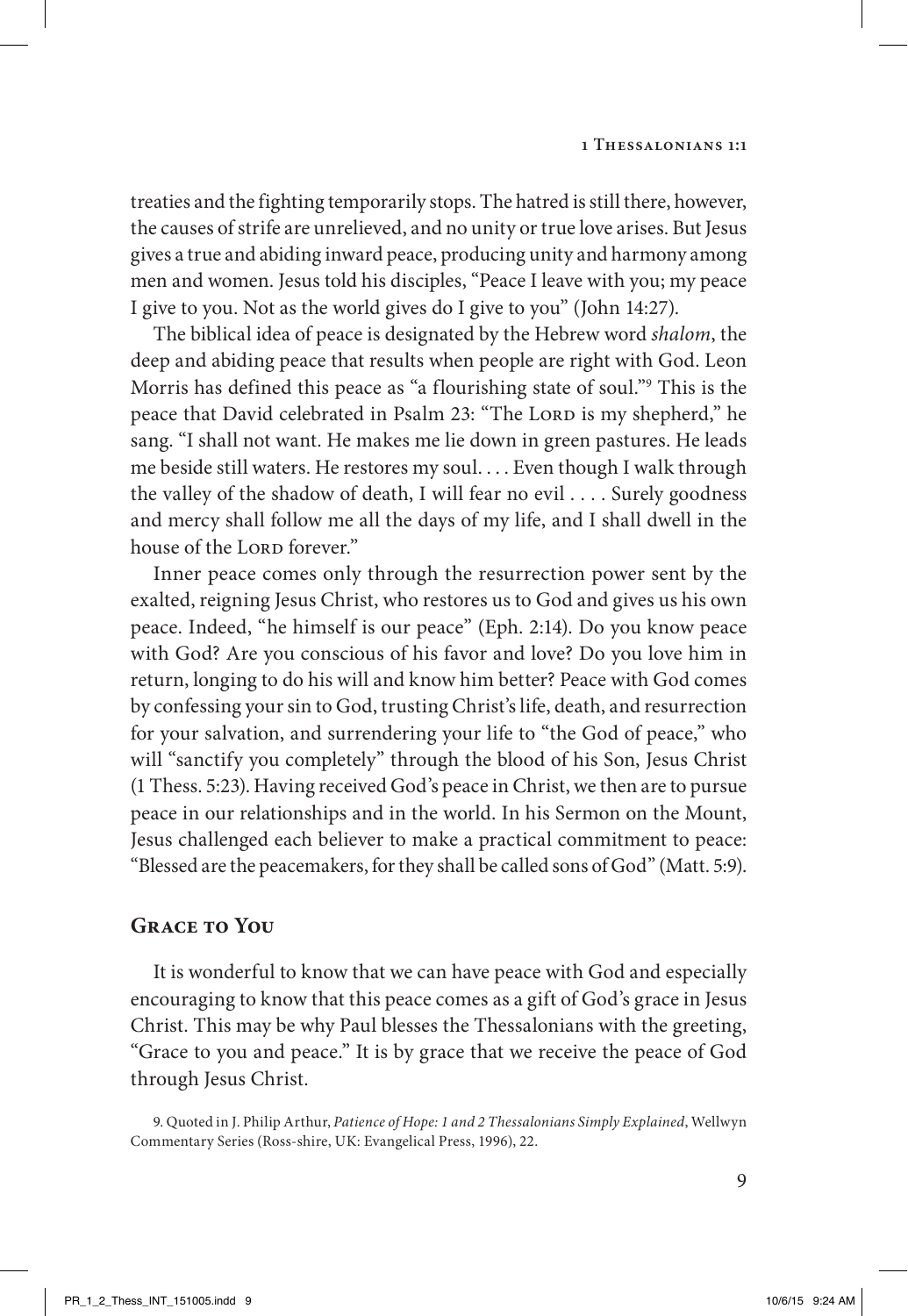treaties and the fighting temporarily stops. The hatred is still there, however, the causes of strife are unrelieved, and no unity or true love arises. But Jesus gives a true and abiding inward peace, producing unity and harmony among men and women. Jesus told his disciples, "Peace I leave with you; my peace I give to you. Not as the world gives do I give to you" (John 14:27).

The biblical idea of peace is designated by the Hebrew word *shalom*, the deep and abiding peace that results when people are right with God. Leon Morris has defined this peace as "a flourishing state of soul."[9] This is the peace that David celebrated in Psalm 23: "The Lord is my shepherd," he sang. "I shall not want. He makes me lie down in green pastures. He leads me beside still waters. He restores my soul. . . . Even though I walk through the valley of the shadow of death, I will fear no evil . . . . Surely goodness and mercy shall follow me all the days of my life, and I shall dwell in the house of the Lord forever."

Inner peace comes only through the resurrection power sent by the exalted, reigning Jesus Christ, who restores us to God and gives us his own peace. Indeed, "he himself is our peace" (Eph. 2:14). Do you know peace with God? Are you conscious of his favor and love? Do you love him in return, longing to do his will and know him better? Peace with God comes by confessing your sin to God, trusting Christ's life, death, and resurrection for your salvation, and surrendering your life to "the God of peace," who will "sanctify you completely" through the blood of his Son, Jesus Christ (1 Thess. 5:23). Having received God's peace in Christ, we then are to pursue peace in our relationships and in the world. In his Sermon on the Mount, Jesus challenged each believer to make a practical commitment to peace: "Blessed are the peacemakers, for they shall be called sons of God" (Matt. 5:9).

## Grace to You

It is wonderful to know that we can have peace with God and especially encouraging to know that this peace comes as a gift of God's grace in Jesus Christ. This may be why Paul blesses the Thessalonians with the greeting, "Grace to you and peace." It is by grace that we receive the peace of God through Jesus Christ.

9. Quoted in J. Philip Arthur, *Patience of Hope: 1 and 2 Thessalonians Simply Explained*, Wellwyn Commentary Series (Ross-shire, UK: Evangelical Press, 1996), 22.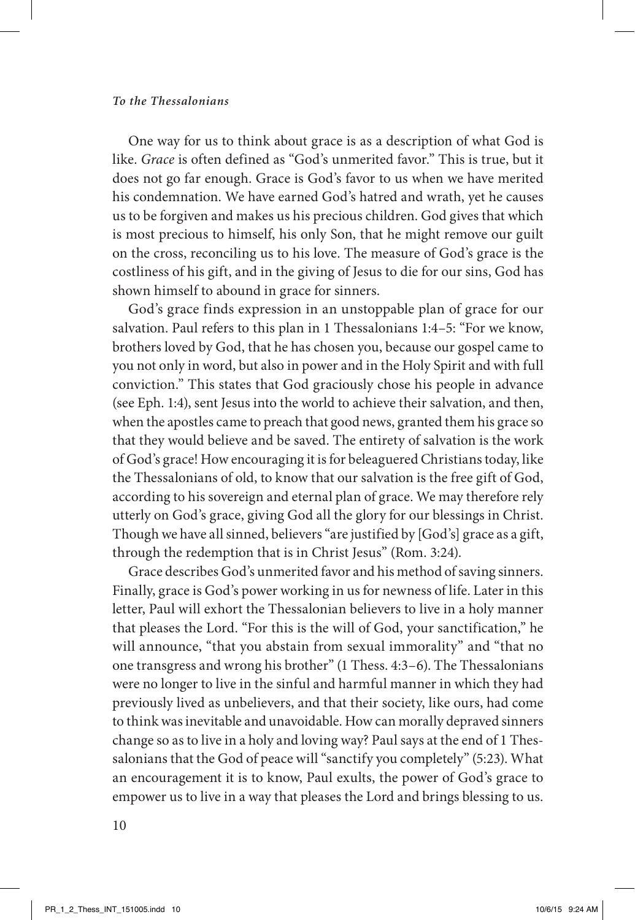One way for us to think about grace is as a description of what God is like. *Grace* is often defined as "God's unmerited favor." This is true, but it does not go far enough. Grace is God's favor to us when we have merited his condemnation. We have earned God's hatred and wrath, yet he causes us to be forgiven and makes us his precious children. God gives that which is most precious to himself, his only Son, that he might remove our guilt on the cross, reconciling us to his love. The measure of God's grace is the costliness of his gift, and in the giving of Jesus to die for our sins, God has shown himself to abound in grace for sinners.

God's grace finds expression in an unstoppable plan of grace for our salvation. Paul refers to this plan in 1 Thessalonians 1:4–5: "For we know, brothers loved by God, that he has chosen you, because our gospel came to you not only in word, but also in power and in the Holy Spirit and with full conviction." This states that God graciously chose his people in advance (see Eph. 1:4), sent Jesus into the world to achieve their salvation, and then, when the apostles came to preach that good news, granted them his grace so that they would believe and be saved. The entirety of salvation is the work of God's grace! How encouraging it is for beleaguered Christians today, like the Thessalonians of old, to know that our salvation is the free gift of God, according to his sovereign and eternal plan of grace. We may therefore rely utterly on God's grace, giving God all the glory for our blessings in Christ. Though we have all sinned, believers "are justified by [God's] grace as a gift, through the redemption that is in Christ Jesus" (Rom. 3:24).

Grace describes God's unmerited favor and his method of saving sinners. Finally, grace is God's power working in us for newness of life. Later in this letter, Paul will exhort the Thessalonian believers to live in a holy manner that pleases the Lord. "For this is the will of God, your sanctification," he will announce, "that you abstain from sexual immorality" and "that no one transgress and wrong his brother" (1 Thess. 4:3–6). The Thessalonians were no longer to live in the sinful and harmful manner in which they had previously lived as unbelievers, and that their society, like ours, had come to think was inevitable and unavoidable. How can morally depraved sinners change so as to live in a holy and loving way? Paul says at the end of 1 Thessalonians that the God of peace will "sanctify you completely" (5:23). What an encouragement it is to know, Paul exults, the power of God's grace to empower us to live in a way that pleases the Lord and brings blessing to us.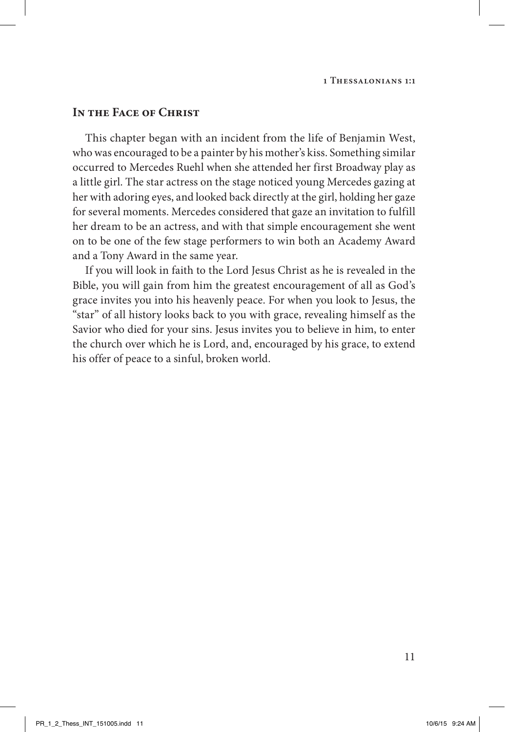## In the Face of Christ

This chapter began with an incident from the life of Benjamin West, who was encouraged to be a painter by his mother's kiss. Something similar occurred to Mercedes Ruehl when she attended her first Broadway play as a little girl. The star actress on the stage noticed young Mercedes gazing at her with adoring eyes, and looked back directly at the girl, holding her gaze for several moments. Mercedes considered that gaze an invitation to fulfill her dream to be an actress, and with that simple encouragement she went on to be one of the few stage performers to win both an Academy Award and a Tony Award in the same year.

If you will look in faith to the Lord Jesus Christ as he is revealed in the Bible, you will gain from him the greatest encouragement of all as God's grace invites you into his heavenly peace. For when you look to Jesus, the "star" of all history looks back to you with grace, revealing himself as the Savior who died for your sins. Jesus invites you to believe in him, to enter the church over which he is Lord, and, encouraged by his grace, to extend his offer of peace to a sinful, broken world.